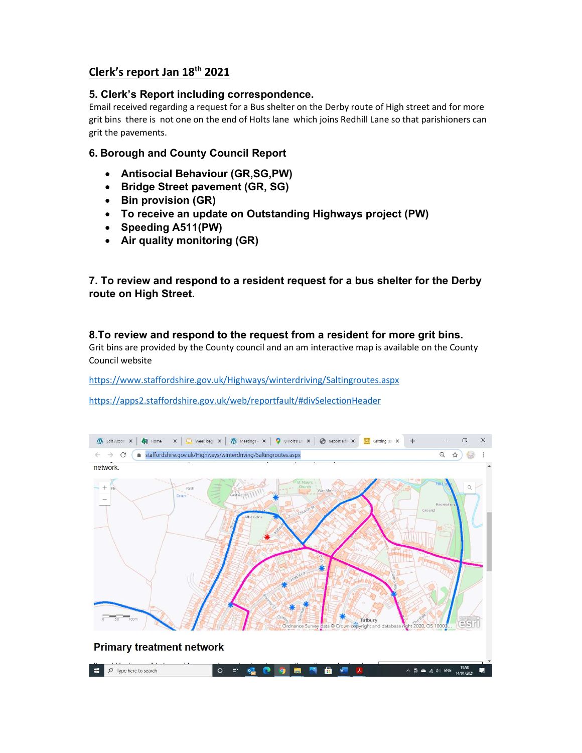# Clerk's report Jan 18th 2021

## 5. Clerk's Report including correspondence.

Email received regarding a request for a Bus shelter on the Derby route of High street and for more grit bins there is not one on the end of Holts lane which joins Redhill Lane so that parishioners can grit the pavements.

## 6. Borough and County Council Report

- **Antisocial Behaviour (GR,SG,PW)**
- **Bridge Street pavement (GR, SG)**
- **Bin provision (GR)**
- **To receive an update on Outstanding Highways project (PW)**
- **Speeding A511(PW)**
- **Air quality monitoring (GR)**

## 7. To review and respond to a resident request for a bus shelter for the Derby route on High Street.

## 8.To review and respond to the request from a resident for more grit bins.

Grit bins are provided by the County council and an am interactive map is available on the County Council website

https://www.staffordshire.gov.uk/Highways/winterdriving/Saltingroutes.aspx

https://apps2.staffordshire.gov.uk/web/reportfault/#divSelectionHeader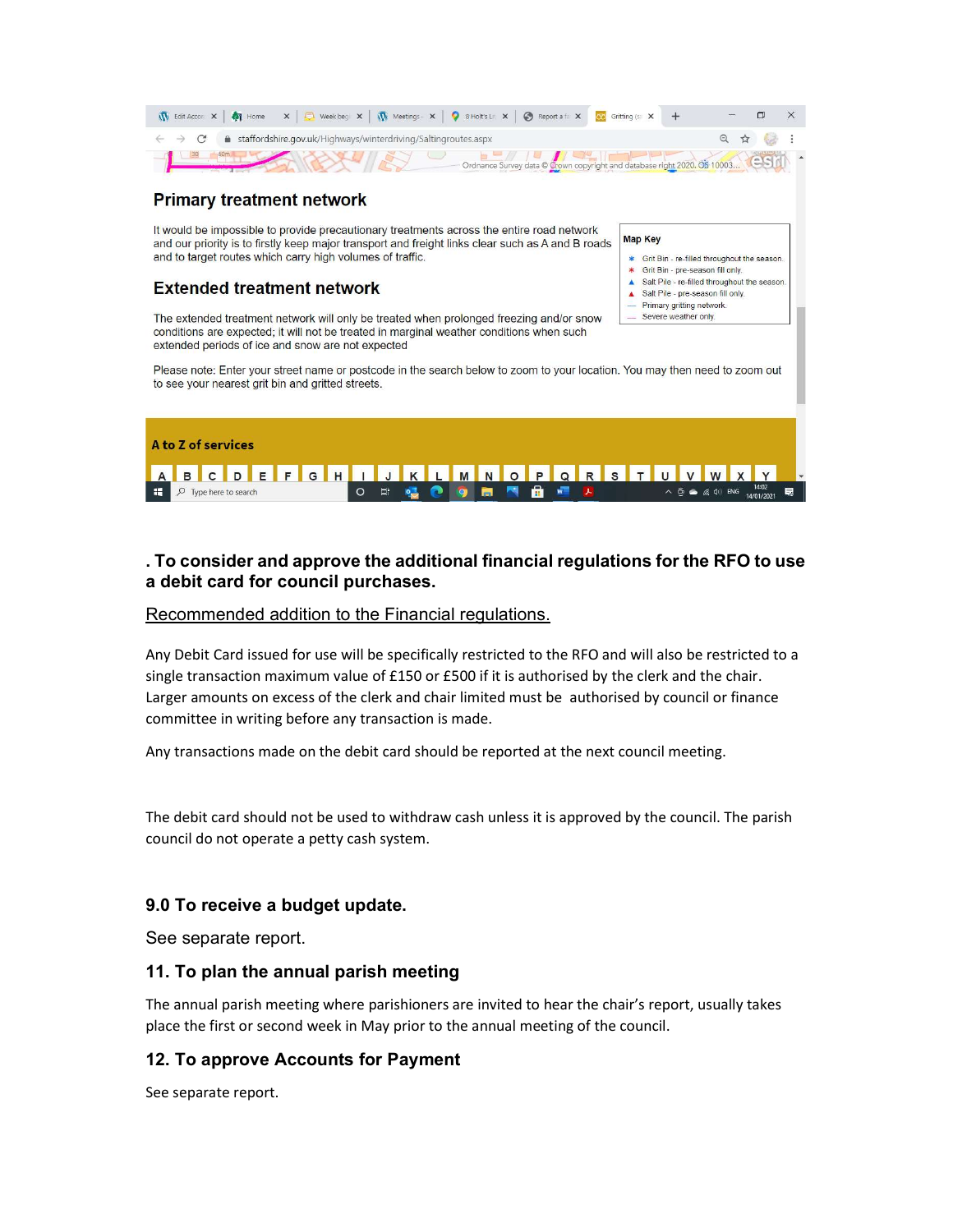## Primary treatment network

It would be impossible to provide precautionary treatments across the entire road network and our priority is to firstly keep major transport and freight links clear such as A and B roads and to target routes which carry high volumes of traffic.

**Map Key**

- Grit Bin - re-filled throughout the season.
- Grit Bin - pre-season fill only.
- Salt Pile - re-filled throughout the season.
- Salt Pile - pre-season fill only.
- Primary gritting network.
- Severe weather only.

## Extended treatment network

The extended treatment network will only be treated when prolonged freezing and/or snow conditions are expected; it will not be treated in marginal weather conditions when such extended periods of ice and snow are not expected

Please note: Enter your street name or postcode in the search below to zoom to your location. You may then need to zoom out to see your nearest grit bin and gritted streets.

**A to Z of services**

A B C D E F G H I J K L M N O P Q R S T U V W X Y

### . To consider and approve the additional financial regulations for the RFO to use a debit card for council purchases.

Recommended addition to the Financial regulations.

Any Debit Card issued for use will be specifically restricted to the RFO and will also be restricted to a single transaction maximum value of £150 or £500 if it is authorised by the clerk and the chair. Larger amounts on excess of the clerk and chair limited must be authorised by council or finance committee in writing before any transaction is made.

Any transactions made on the debit card should be reported at the next council meeting.

The debit card should not be used to withdraw cash unless it is approved by the council. The parish council do not operate a petty cash system.

### 9.0 To receive a budget update.

See separate report.

### 11. To plan the annual parish meeting

The annual parish meeting where parishioners are invited to hear the chair's report, usually takes place the first or second week in May prior to the annual meeting of the council.

### 12. To approve Accounts for Payment

See separate report.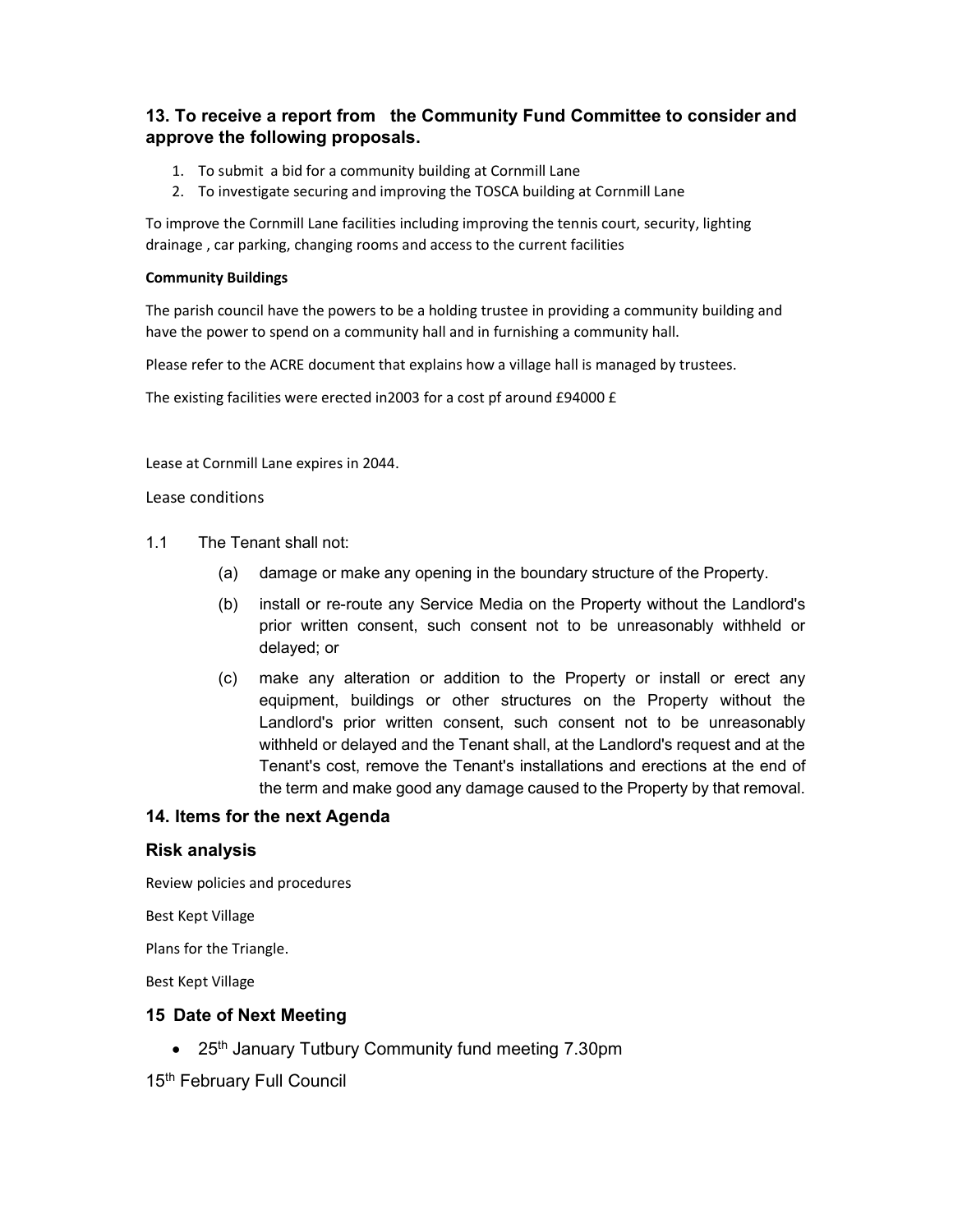## 13. To receive a report from the Community Fund Committee to consider and approve the following proposals.

1. To submit a bid for a community building at Cornmill Lane
2. To investigate securing and improving the TOSCA building at Cornmill Lane

To improve the Cornmill Lane facilities including improving the tennis court, security, lighting drainage , car parking, changing rooms and access to the current facilities

**Community Buildings**

The parish council have the powers to be a holding trustee in providing a community building and have the power to spend on a community hall and in furnishing a community hall.

Please refer to the ACRE document that explains how a village hall is managed by trustees.

The existing facilities were erected in2003 for a cost pf around £94000 £

Lease at Cornmill Lane expires in 2044.

Lease conditions

1.1 The Tenant shall not:

(a) damage or make any opening in the boundary structure of the Property.

(b) install or re-route any Service Media on the Property without the Landlord's prior written consent, such consent not to be unreasonably withheld or delayed; or

(c) make any alteration or addition to the Property or install or erect any equipment, buildings or other structures on the Property without the Landlord's prior written consent, such consent not to be unreasonably withheld or delayed and the Tenant shall, at the Landlord's request and at the Tenant's cost, remove the Tenant's installations and erections at the end of the term and make good any damage caused to the Property by that removal.

## 14. Items for the next Agenda

## Risk analysis

Review policies and procedures

Best Kept Village

Plans for the Triangle.

Best Kept Village

## 15 Date of Next Meeting

- 25th January Tutbury Community fund meeting 7.30pm

15th February Full Council